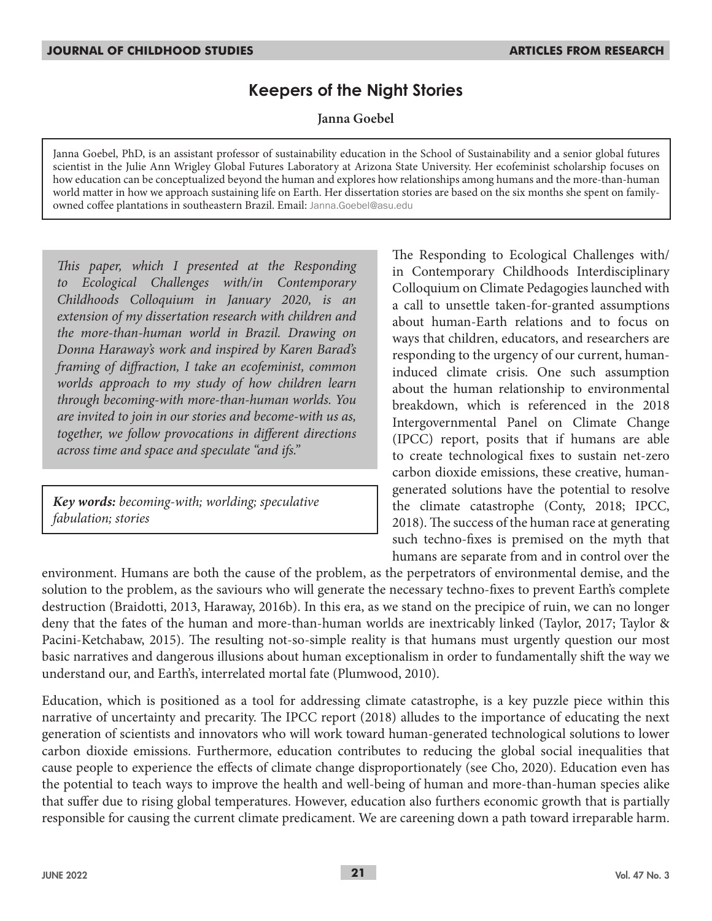# Keepers of the Night Stories

**Janna Goebel**

Janna Goebel, PhD, is an assistant professor of sustainability education in the School of Sustainability and a senior global futures scientist in the Julie Ann Wrigley Global Futures Laboratory at Arizona State University. Her ecofeminist scholarship focuses on how education can be conceptualized beyond the human and explores how relationships among humans and the more-than-human world matter in how we approach sustaining life on Earth. Her dissertation stories are based on the six months she spent on family-owned coffee plantations in southeastern Brazil. Email: Janna.Goebel@asu.edu

*This paper, which I presented at the Responding to Ecological Challenges with/in Contemporary Childhoods Colloquium in January 2020, is an extension of my dissertation research with children and the more-than-human world in Brazil. Drawing on Donna Haraway's work and inspired by Karen Barad's framing of diffraction, I take an ecofeminist, common worlds approach to my study of how children learn through becoming-with more-than-human worlds. You are invited to join in our stories and become-with us as, together, we follow provocations in different directions across time and space and speculate "and ifs."*

***Key words:*** *becoming-with; worlding; speculative fabulation; stories*

The Responding to Ecological Challenges with/in Contemporary Childhoods Interdisciplinary Colloquium on Climate Pedagogies launched with a call to unsettle taken-for-granted assumptions about human-Earth relations and to focus on ways that children, educators, and researchers are responding to the urgency of our current, human-induced climate crisis. One such assumption about the human relationship to environmental breakdown, which is referenced in the 2018 Intergovernmental Panel on Climate Change (IPCC) report, posits that if humans are able to create technological fixes to sustain net-zero carbon dioxide emissions, these creative, human-generated solutions have the potential to resolve the climate catastrophe (Conty, 2018; IPCC, 2018). The success of the human race at generating such techno-fixes is premised on the myth that humans are separate from and in control over the environment. Humans are both the cause of the problem, as the perpetrators of environmental demise, and the solution to the problem, as the saviours who will generate the necessary techno-fixes to prevent Earth's complete destruction (Braidotti, 2013, Haraway, 2016b). In this era, as we stand on the precipice of ruin, we can no longer deny that the fates of the human and more-than-human worlds are inextricably linked (Taylor, 2017; Taylor & Pacini-Ketchabaw, 2015). The resulting not-so-simple reality is that humans must urgently question our most basic narratives and dangerous illusions about human exceptionalism in order to fundamentally shift the way we understand our, and Earth's, interrelated mortal fate (Plumwood, 2010).

Education, which is positioned as a tool for addressing climate catastrophe, is a key puzzle piece within this narrative of uncertainty and precarity. The IPCC report (2018) alludes to the importance of educating the next generation of scientists and innovators who will work toward human-generated technological solutions to lower carbon dioxide emissions. Furthermore, education contributes to reducing the global social inequalities that cause people to experience the effects of climate change disproportionately (see Cho, 2020). Education even has the potential to teach ways to improve the health and well-being of human and more-than-human species alike that suffer due to rising global temperatures. However, education also furthers economic growth that is partially responsible for causing the current climate predicament. We are careening down a path toward irreparable harm.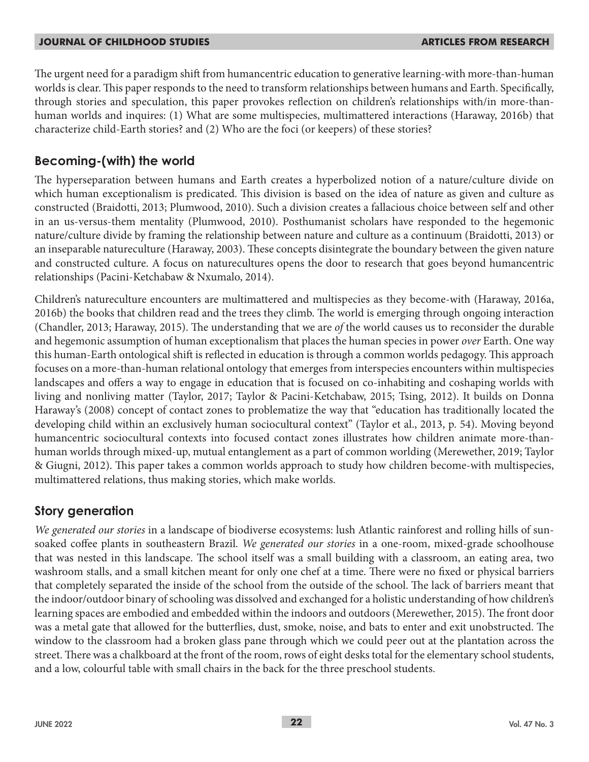The urgent need for a paradigm shift from humancentric education to generative learning-with more-than-human worlds is clear. This paper responds to the need to transform relationships between humans and Earth. Specifically, through stories and speculation, this paper provokes reflection on children's relationships with/in more-than-human worlds and inquires: (1) What are some multispecies, multimattered interactions (Haraway, 2016b) that characterize child-Earth stories? and (2) Who are the foci (or keepers) of these stories?

## Becoming-(with) the world

The hyperseparation between humans and Earth creates a hyperbolized notion of a nature/culture divide on which human exceptionalism is predicated. This division is based on the idea of nature as given and culture as constructed (Braidotti, 2013; Plumwood, 2010). Such a division creates a fallacious choice between self and other in an us-versus-them mentality (Plumwood, 2010). Posthumanist scholars have responded to the hegemonic nature/culture divide by framing the relationship between nature and culture as a continuum (Braidotti, 2013) or an inseparable natureculture (Haraway, 2003). These concepts disintegrate the boundary between the given nature and constructed culture. A focus on naturecultures opens the door to research that goes beyond humancentric relationships (Pacini-Ketchabaw & Nxumalo, 2014).

Children's natureculture encounters are multimattered and multispecies as they become-with (Haraway, 2016a, 2016b) the books that children read and the trees they climb. The world is emerging through ongoing interaction (Chandler, 2013; Haraway, 2015). The understanding that we are *of* the world causes us to reconsider the durable and hegemonic assumption of human exceptionalism that places the human species in power *over* Earth. One way this human-Earth ontological shift is reflected in education is through a common worlds pedagogy. This approach focuses on a more-than-human relational ontology that emerges from interspecies encounters within multispecies landscapes and offers a way to engage in education that is focused on co-inhabiting and coshaping worlds with living and nonliving matter (Taylor, 2017; Taylor & Pacini-Ketchabaw, 2015; Tsing, 2012). It builds on Donna Haraway's (2008) concept of contact zones to problematize the way that "education has traditionally located the developing child within an exclusively human sociocultural context" (Taylor et al., 2013, p. 54). Moving beyond humancentric sociocultural contexts into focused contact zones illustrates how children animate more-than-human worlds through mixed-up, mutual entanglement as a part of common worlding (Merewether, 2019; Taylor & Giugni, 2012). This paper takes a common worlds approach to study how children become-with multispecies, multimattered relations, thus making stories, which make worlds.

## Story generation

*We generated our stories* in a landscape of biodiverse ecosystems: lush Atlantic rainforest and rolling hills of sun-soaked coffee plants in southeastern Brazil. *We generated our stories* in a one-room, mixed-grade schoolhouse that was nested in this landscape. The school itself was a small building with a classroom, an eating area, two washroom stalls, and a small kitchen meant for only one chef at a time. There were no fixed or physical barriers that completely separated the inside of the school from the outside of the school. The lack of barriers meant that the indoor/outdoor binary of schooling was dissolved and exchanged for a holistic understanding of how children's learning spaces are embodied and embedded within the indoors and outdoors (Merewether, 2015). The front door was a metal gate that allowed for the butterflies, dust, smoke, noise, and bats to enter and exit unobstructed. The window to the classroom had a broken glass pane through which we could peer out at the plantation across the street. There was a chalkboard at the front of the room, rows of eight desks total for the elementary school students, and a low, colourful table with small chairs in the back for the three preschool students.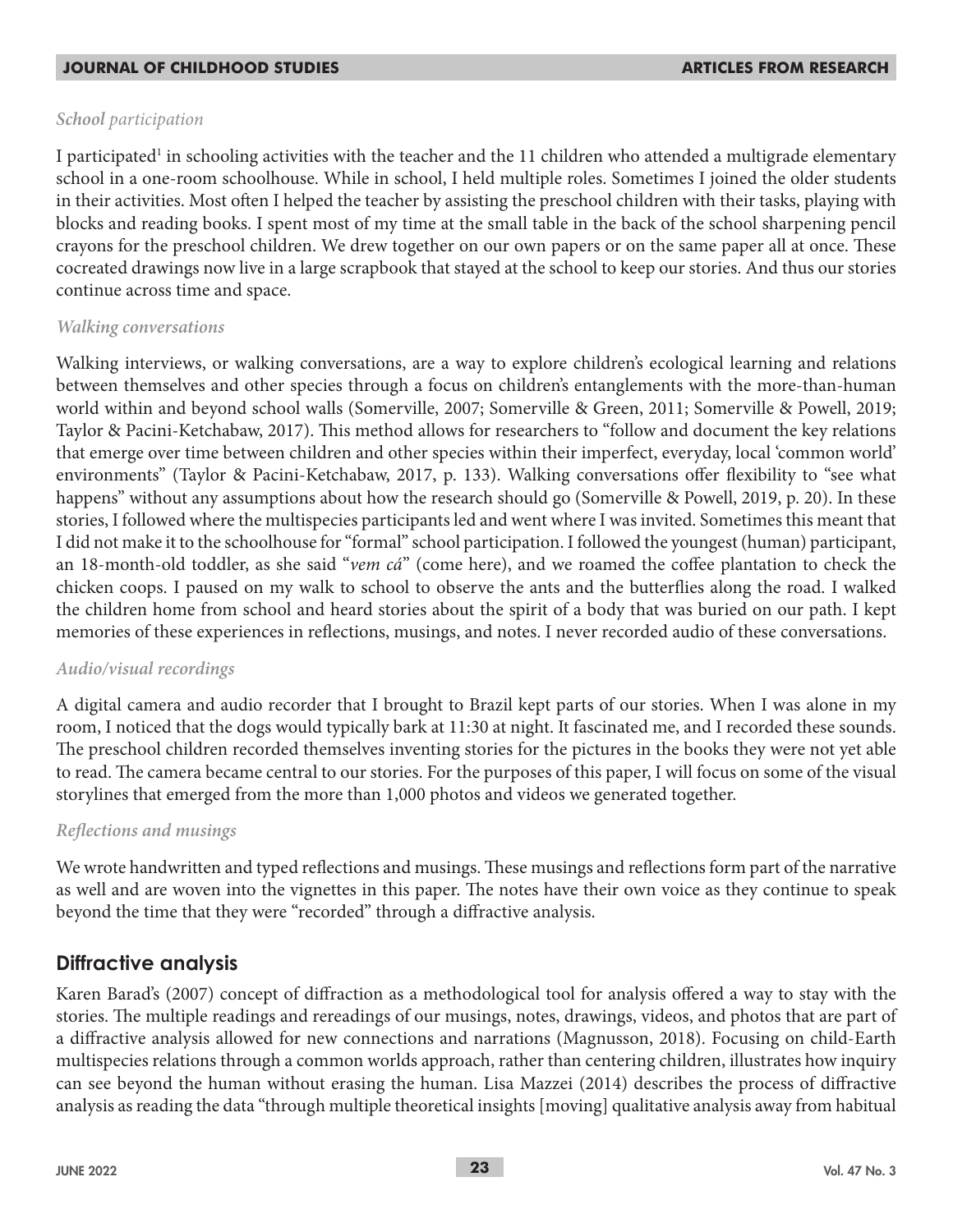*School participation*

I participated[1] in schooling activities with the teacher and the 11 children who attended a multigrade elementary school in a one-room schoolhouse. While in school, I held multiple roles. Sometimes I joined the older students in their activities. Most often I helped the teacher by assisting the preschool children with their tasks, playing with blocks and reading books. I spent most of my time at the small table in the back of the school sharpening pencil crayons for the preschool children. We drew together on our own papers or on the same paper all at once. These cocreated drawings now live in a large scrapbook that stayed at the school to keep our stories. And thus our stories continue across time and space.

*Walking conversations*

Walking interviews, or walking conversations, are a way to explore children's ecological learning and relations between themselves and other species through a focus on children's entanglements with the more-than-human world within and beyond school walls (Somerville, 2007; Somerville & Green, 2011; Somerville & Powell, 2019; Taylor & Pacini-Ketchabaw, 2017). This method allows for researchers to "follow and document the key relations that emerge over time between children and other species within their imperfect, everyday, local 'common world' environments" (Taylor & Pacini-Ketchabaw, 2017, p. 133). Walking conversations offer flexibility to "see what happens" without any assumptions about how the research should go (Somerville & Powell, 2019, p. 20). In these stories, I followed where the multispecies participants led and went where I was invited. Sometimes this meant that I did not make it to the schoolhouse for "formal" school participation. I followed the youngest (human) participant, an 18-month-old toddler, as she said "*vem cá*" (come here), and we roamed the coffee plantation to check the chicken coops. I paused on my walk to school to observe the ants and the butterflies along the road. I walked the children home from school and heard stories about the spirit of a body that was buried on our path. I kept memories of these experiences in reflections, musings, and notes. I never recorded audio of these conversations.

*Audio/visual recordings*

A digital camera and audio recorder that I brought to Brazil kept parts of our stories. When I was alone in my room, I noticed that the dogs would typically bark at 11:30 at night. It fascinated me, and I recorded these sounds. The preschool children recorded themselves inventing stories for the pictures in the books they were not yet able to read. The camera became central to our stories. For the purposes of this paper, I will focus on some of the visual storylines that emerged from the more than 1,000 photos and videos we generated together.

*Reflections and musings*

We wrote handwritten and typed reflections and musings. These musings and reflections form part of the narrative as well and are woven into the vignettes in this paper. The notes have their own voice as they continue to speak beyond the time that they were "recorded" through a diffractive analysis.

## Diffractive analysis

Karen Barad's (2007) concept of diffraction as a methodological tool for analysis offered a way to stay with the stories. The multiple readings and rereadings of our musings, notes, drawings, videos, and photos that are part of a diffractive analysis allowed for new connections and narrations (Magnusson, 2018). Focusing on child-Earth multispecies relations through a common worlds approach, rather than centering children, illustrates how inquiry can see beyond the human without erasing the human. Lisa Mazzei (2014) describes the process of diffractive analysis as reading the data "through multiple theoretical insights [moving] qualitative analysis away from habitual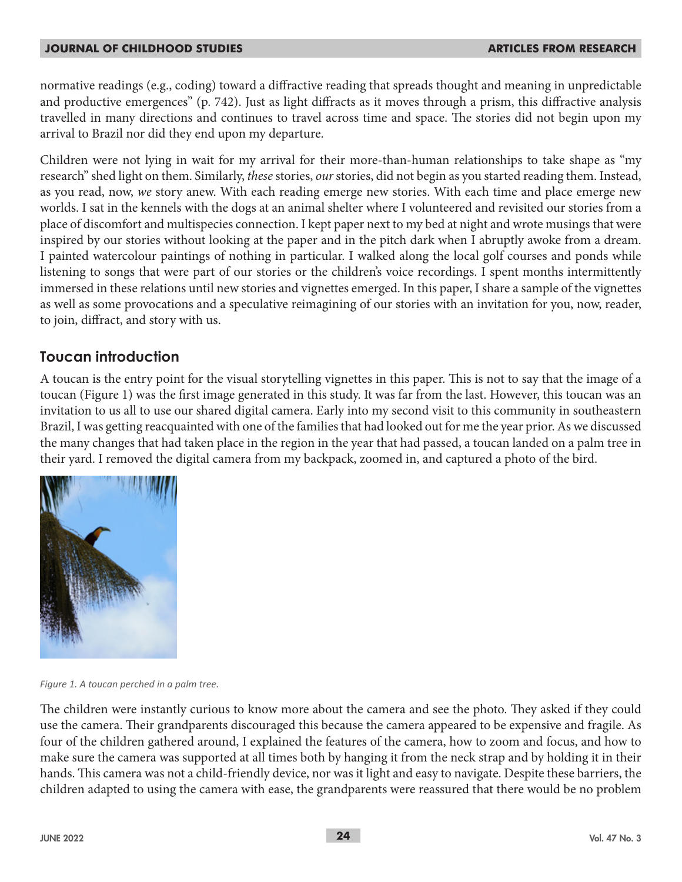normative readings (e.g., coding) toward a diffractive reading that spreads thought and meaning in unpredictable and productive emergences" (p. 742). Just as light diffracts as it moves through a prism, this diffractive analysis travelled in many directions and continues to travel across time and space. The stories did not begin upon my arrival to Brazil nor did they end upon my departure.

Children were not lying in wait for my arrival for their more-than-human relationships to take shape as "my research" shed light on them. Similarly, *these* stories, *our* stories, did not begin as you started reading them. Instead, as you read, now, *we* story anew. With each reading emerge new stories. With each time and place emerge new worlds. I sat in the kennels with the dogs at an animal shelter where I volunteered and revisited our stories from a place of discomfort and multispecies connection. I kept paper next to my bed at night and wrote musings that were inspired by our stories without looking at the paper and in the pitch dark when I abruptly awoke from a dream. I painted watercolour paintings of nothing in particular. I walked along the local golf courses and ponds while listening to songs that were part of our stories or the children's voice recordings. I spent months intermittently immersed in these relations until new stories and vignettes emerged. In this paper, I share a sample of the vignettes as well as some provocations and a speculative reimagining of our stories with an invitation for you, now, reader, to join, diffract, and story with us.

## Toucan introduction

A toucan is the entry point for the visual storytelling vignettes in this paper. This is not to say that the image of a toucan (Figure 1) was the first image generated in this study. It was far from the last. However, this toucan was an invitation to us all to use our shared digital camera. Early into my second visit to this community in southeastern Brazil, I was getting reacquainted with one of the families that had looked out for me the year prior. As we discussed the many changes that had taken place in the region in the year that had passed, a toucan landed on a palm tree in their yard. I removed the digital camera from my backpack, zoomed in, and captured a photo of the bird.

*Figure 1. A toucan perched in a palm tree.*

The children were instantly curious to know more about the camera and see the photo. They asked if they could use the camera. Their grandparents discouraged this because the camera appeared to be expensive and fragile. As four of the children gathered around, I explained the features of the camera, how to zoom and focus, and how to make sure the camera was supported at all times both by hanging it from the neck strap and by holding it in their hands. This camera was not a child-friendly device, nor was it light and easy to navigate. Despite these barriers, the children adapted to using the camera with ease, the grandparents were reassured that there would be no problem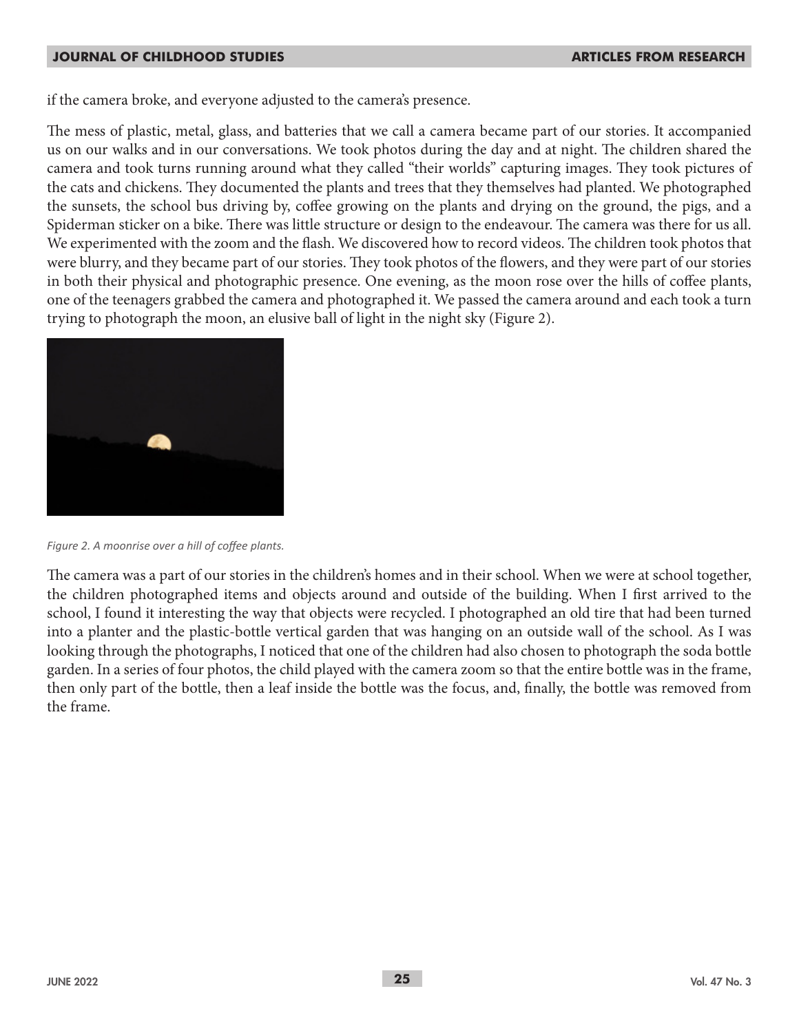if the camera broke, and everyone adjusted to the camera's presence.

The mess of plastic, metal, glass, and batteries that we call a camera became part of our stories. It accompanied us on our walks and in our conversations. We took photos during the day and at night. The children shared the camera and took turns running around what they called "their worlds" capturing images. They took pictures of the cats and chickens. They documented the plants and trees that they themselves had planted. We photographed the sunsets, the school bus driving by, coffee growing on the plants and drying on the ground, the pigs, and a Spiderman sticker on a bike. There was little structure or design to the endeavour. The camera was there for us all. We experimented with the zoom and the flash. We discovered how to record videos. The children took photos that were blurry, and they became part of our stories. They took photos of the flowers, and they were part of our stories in both their physical and photographic presence. One evening, as the moon rose over the hills of coffee plants, one of the teenagers grabbed the camera and photographed it. We passed the camera around and each took a turn trying to photograph the moon, an elusive ball of light in the night sky (Figure 2).

*Figure 2. A moonrise over a hill of coffee plants.*

The camera was a part of our stories in the children's homes and in their school. When we were at school together, the children photographed items and objects around and outside of the building. When I first arrived to the school, I found it interesting the way that objects were recycled. I photographed an old tire that had been turned into a planter and the plastic-bottle vertical garden that was hanging on an outside wall of the school. As I was looking through the photographs, I noticed that one of the children had also chosen to photograph the soda bottle garden. In a series of four photos, the child played with the camera zoom so that the entire bottle was in the frame, then only part of the bottle, then a leaf inside the bottle was the focus, and, finally, the bottle was removed from the frame.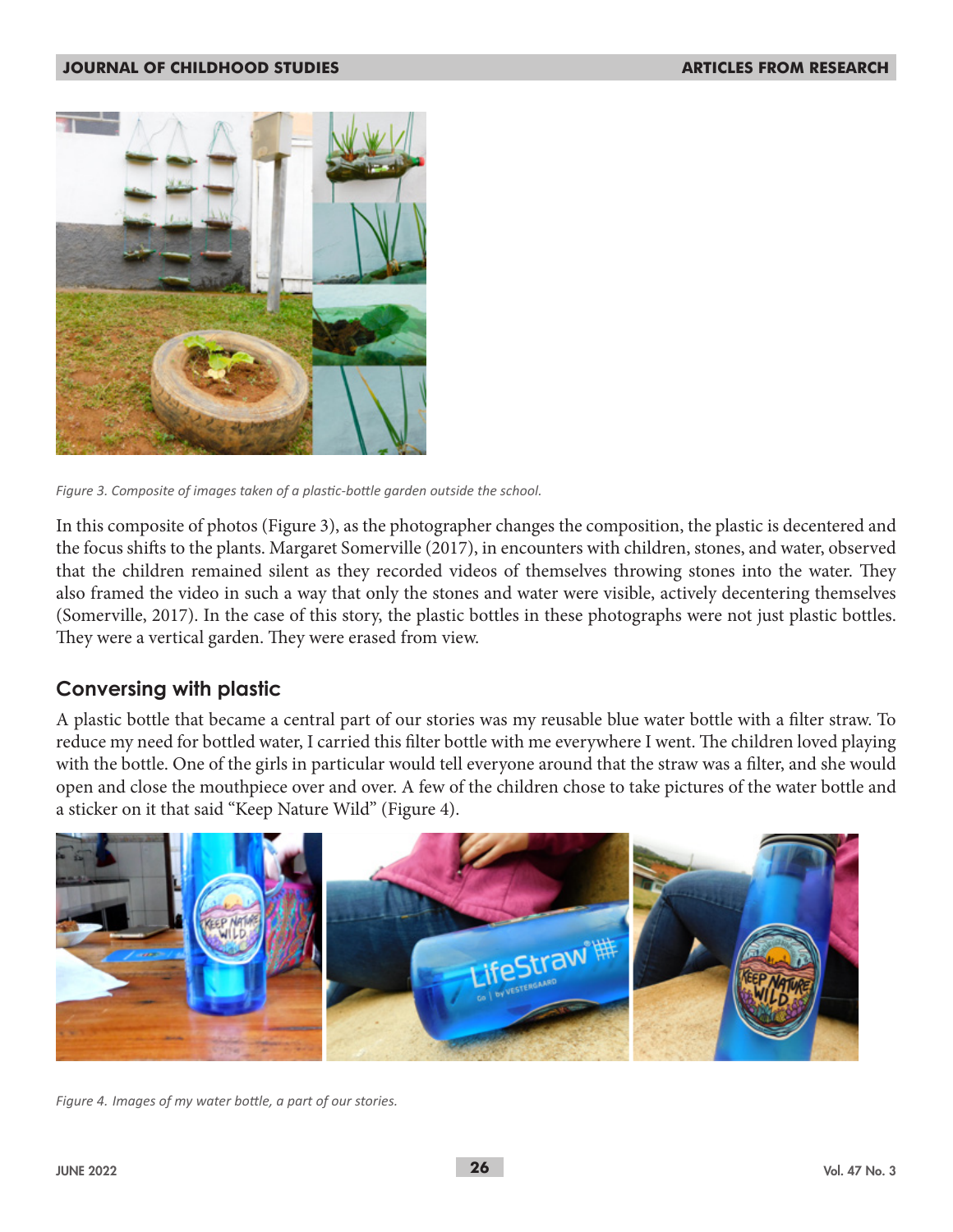Figure 3. Composite of images taken of a plastic-bottle garden outside the school.

In this composite of photos (Figure 3), as the photographer changes the composition, the plastic is decentered and the focus shifts to the plants. Margaret Somerville (2017), in encounters with children, stones, and water, observed that the children remained silent as they recorded videos of themselves throwing stones into the water. They also framed the video in such a way that only the stones and water were visible, actively decentering themselves (Somerville, 2017). In the case of this story, the plastic bottles in these photographs were not just plastic bottles. They were a vertical garden. They were erased from view.

## Conversing with plastic

A plastic bottle that became a central part of our stories was my reusable blue water bottle with a filter straw. To reduce my need for bottled water, I carried this filter bottle with me everywhere I went. The children loved playing with the bottle. One of the girls in particular would tell everyone around that the straw was a filter, and she would open and close the mouthpiece over and over. A few of the children chose to take pictures of the water bottle and a sticker on it that said "Keep Nature Wild" (Figure 4).

Figure 4. Images of my water bottle, a part of our stories.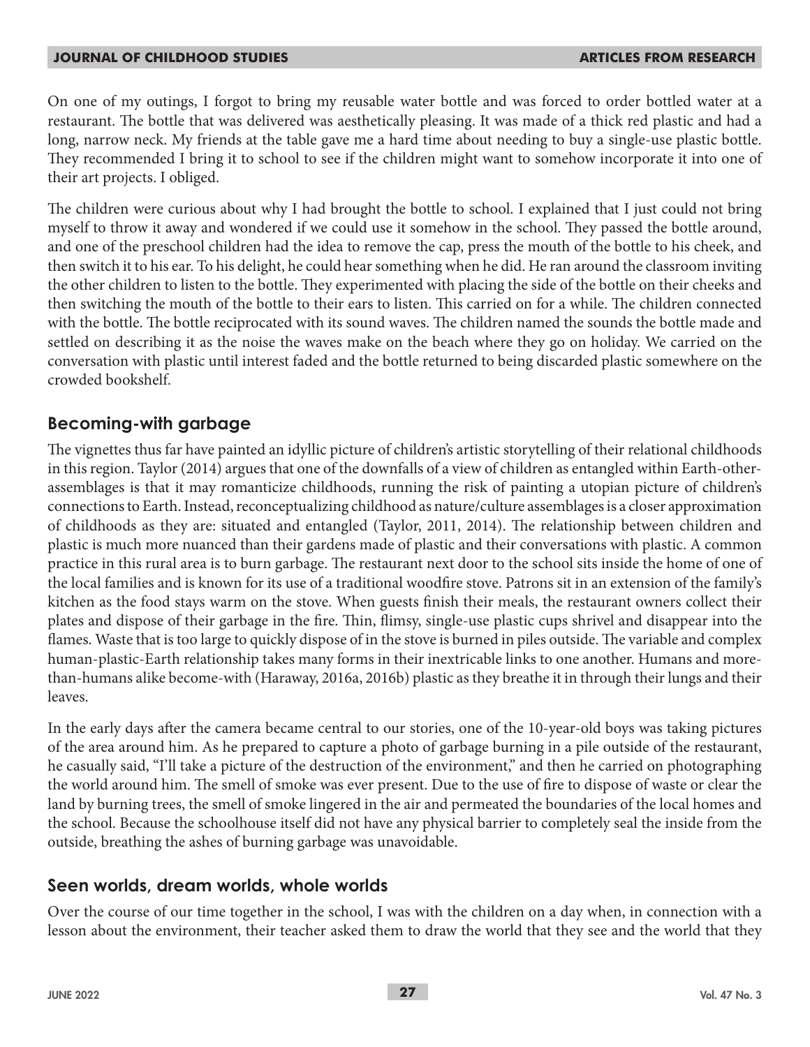On one of my outings, I forgot to bring my reusable water bottle and was forced to order bottled water at a restaurant. The bottle that was delivered was aesthetically pleasing. It was made of a thick red plastic and had a long, narrow neck. My friends at the table gave me a hard time about needing to buy a single-use plastic bottle. They recommended I bring it to school to see if the children might want to somehow incorporate it into one of their art projects. I obliged.

The children were curious about why I had brought the bottle to school. I explained that I just could not bring myself to throw it away and wondered if we could use it somehow in the school. They passed the bottle around, and one of the preschool children had the idea to remove the cap, press the mouth of the bottle to his cheek, and then switch it to his ear. To his delight, he could hear something when he did. He ran around the classroom inviting the other children to listen to the bottle. They experimented with placing the side of the bottle on their cheeks and then switching the mouth of the bottle to their ears to listen. This carried on for a while. The children connected with the bottle. The bottle reciprocated with its sound waves. The children named the sounds the bottle made and settled on describing it as the noise the waves make on the beach where they go on holiday. We carried on the conversation with plastic until interest faded and the bottle returned to being discarded plastic somewhere on the crowded bookshelf.

## Becoming-with garbage

The vignettes thus far have painted an idyllic picture of children's artistic storytelling of their relational childhoods in this region. Taylor (2014) argues that one of the downfalls of a view of children as entangled within Earth-other-assemblages is that it may romanticize childhoods, running the risk of painting a utopian picture of children's connections to Earth. Instead, reconceptualizing childhood as nature/culture assemblages is a closer approximation of childhoods as they are: situated and entangled (Taylor, 2011, 2014). The relationship between children and plastic is much more nuanced than their gardens made of plastic and their conversations with plastic. A common practice in this rural area is to burn garbage. The restaurant next door to the school sits inside the home of one of the local families and is known for its use of a traditional woodfire stove. Patrons sit in an extension of the family's kitchen as the food stays warm on the stove. When guests finish their meals, the restaurant owners collect their plates and dispose of their garbage in the fire. Thin, flimsy, single-use plastic cups shrivel and disappear into the flames. Waste that is too large to quickly dispose of in the stove is burned in piles outside. The variable and complex human-plastic-Earth relationship takes many forms in their inextricable links to one another. Humans and more-than-humans alike become-with (Haraway, 2016a, 2016b) plastic as they breathe it in through their lungs and their leaves.

In the early days after the camera became central to our stories, one of the 10-year-old boys was taking pictures of the area around him. As he prepared to capture a photo of garbage burning in a pile outside of the restaurant, he casually said, "I'll take a picture of the destruction of the environment," and then he carried on photographing the world around him. The smell of smoke was ever present. Due to the use of fire to dispose of waste or clear the land by burning trees, the smell of smoke lingered in the air and permeated the boundaries of the local homes and the school. Because the schoolhouse itself did not have any physical barrier to completely seal the inside from the outside, breathing the ashes of burning garbage was unavoidable.

## Seen worlds, dream worlds, whole worlds

Over the course of our time together in the school, I was with the children on a day when, in connection with a lesson about the environment, their teacher asked them to draw the world that they see and the world that they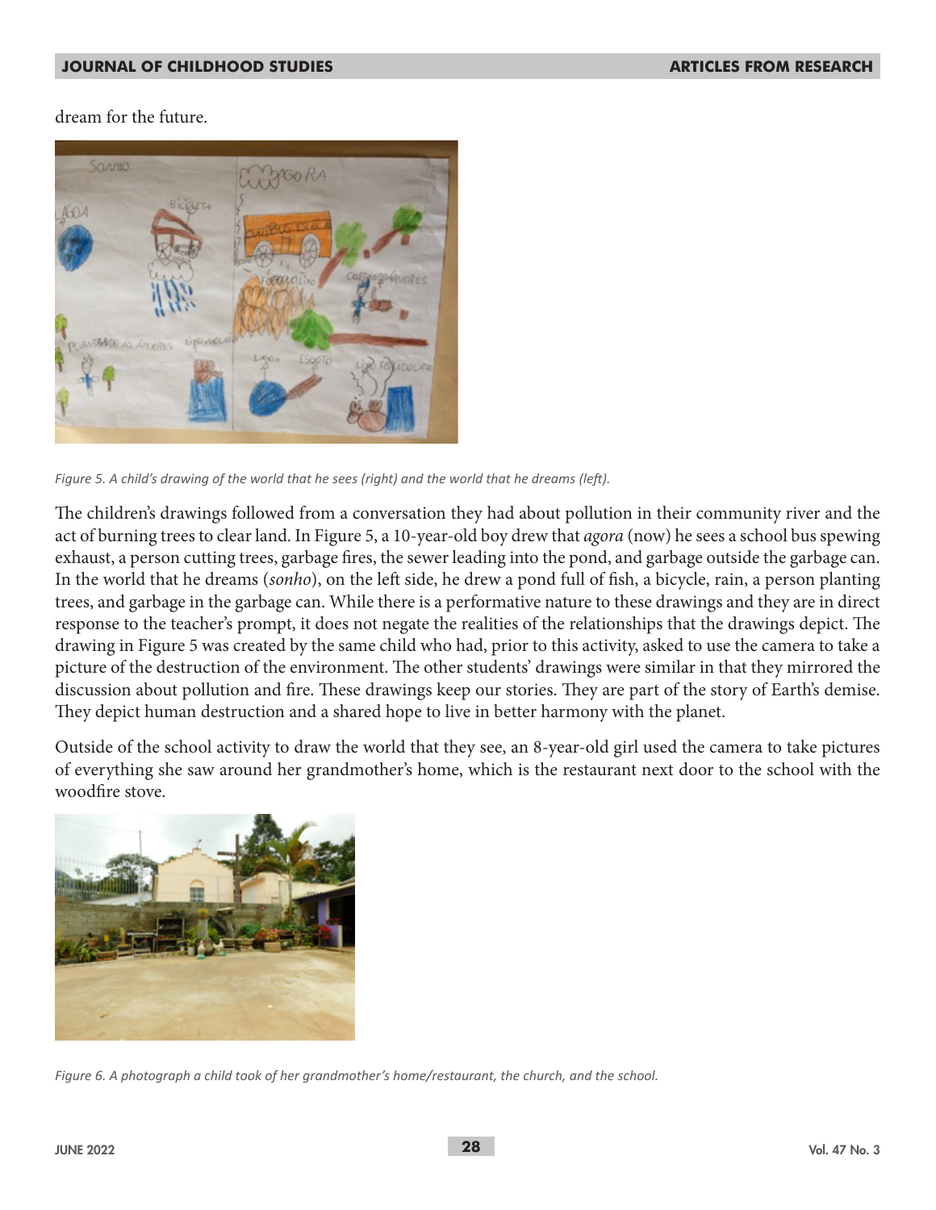dream for the future.

*Figure 5. A child's drawing of the world that he sees (right) and the world that he dreams (left).*

The children's drawings followed from a conversation they had about pollution in their community river and the act of burning trees to clear land. In Figure 5, a 10-year-old boy drew that *agora* (now) he sees a school bus spewing exhaust, a person cutting trees, garbage fires, the sewer leading into the pond, and garbage outside the garbage can. In the world that he dreams (*sonho*), on the left side, he drew a pond full of fish, a bicycle, rain, a person planting trees, and garbage in the garbage can. While there is a performative nature to these drawings and they are in direct response to the teacher's prompt, it does not negate the realities of the relationships that the drawings depict. The drawing in Figure 5 was created by the same child who had, prior to this activity, asked to use the camera to take a picture of the destruction of the environment. The other students' drawings were similar in that they mirrored the discussion about pollution and fire. These drawings keep our stories. They are part of the story of Earth's demise. They depict human destruction and a shared hope to live in better harmony with the planet.

Outside of the school activity to draw the world that they see, an 8-year-old girl used the camera to take pictures of everything she saw around her grandmother's home, which is the restaurant next door to the school with the woodfire stove.

*Figure 6. A photograph a child took of her grandmother's home/restaurant, the church, and the school.*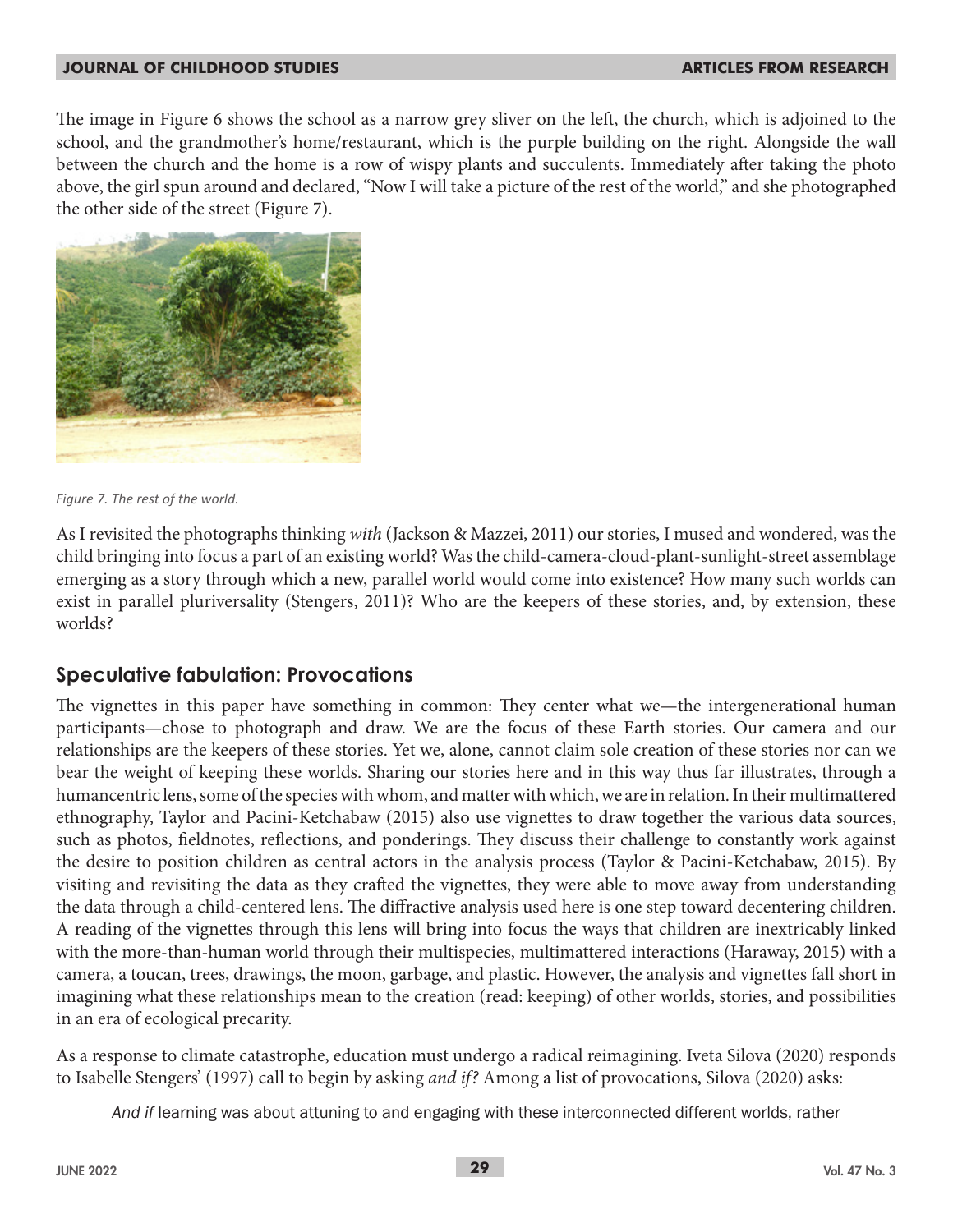The image in Figure 6 shows the school as a narrow grey sliver on the left, the church, which is adjoined to the school, and the grandmother's home/restaurant, which is the purple building on the right. Alongside the wall between the church and the home is a row of wispy plants and succulents. Immediately after taking the photo above, the girl spun around and declared, "Now I will take a picture of the rest of the world," and she photographed the other side of the street (Figure 7).

*Figure 7. The rest of the world.*

As I revisited the photographs thinking *with* (Jackson & Mazzei, 2011) our stories, I mused and wondered, was the child bringing into focus a part of an existing world? Was the child-camera-cloud-plant-sunlight-street assemblage emerging as a story through which a new, parallel world would come into existence? How many such worlds can exist in parallel pluriversality (Stengers, 2011)? Who are the keepers of these stories, and, by extension, these worlds?

## Speculative fabulation: Provocations

The vignettes in this paper have something in common: They center what we—the intergenerational human participants—chose to photograph and draw. We are the focus of these Earth stories. Our camera and our relationships are the keepers of these stories. Yet we, alone, cannot claim sole creation of these stories nor can we bear the weight of keeping these worlds. Sharing our stories here and in this way thus far illustrates, through a humancentric lens, some of the species with whom, and matter with which, we are in relation. In their multimattered ethnography, Taylor and Pacini-Ketchabaw (2015) also use vignettes to draw together the various data sources, such as photos, fieldnotes, reflections, and ponderings. They discuss their challenge to constantly work against the desire to position children as central actors in the analysis process (Taylor & Pacini-Ketchabaw, 2015). By visiting and revisiting the data as they crafted the vignettes, they were able to move away from understanding the data through a child-centered lens. The diffractive analysis used here is one step toward decentering children. A reading of the vignettes through this lens will bring into focus the ways that children are inextricably linked with the more-than-human world through their multispecies, multimattered interactions (Haraway, 2015) with a camera, a toucan, trees, drawings, the moon, garbage, and plastic. However, the analysis and vignettes fall short in imagining what these relationships mean to the creation (read: keeping) of other worlds, stories, and possibilities in an era of ecological precarity.

As a response to climate catastrophe, education must undergo a radical reimagining. Iveta Silova (2020) responds to Isabelle Stengers' (1997) call to begin by asking *and if?* Among a list of provocations, Silova (2020) asks:

> *And if* learning was about attuning to and engaging with these interconnected different worlds, rather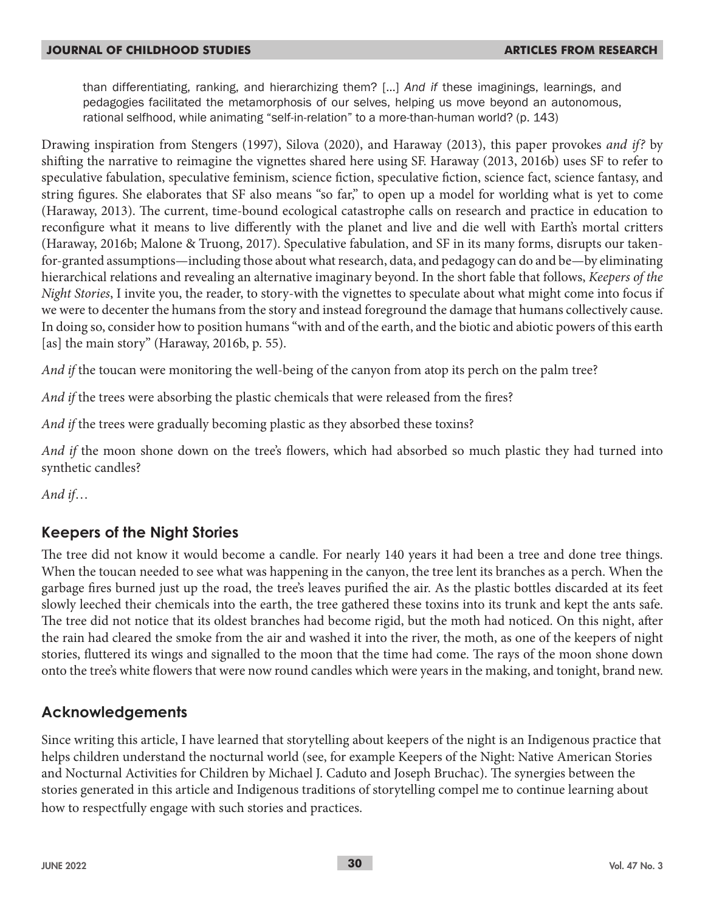> than differentiating, ranking, and hierarchizing them? [...] *And if* these imaginings, learnings, and pedagogies facilitated the metamorphosis of our selves, helping us move beyond an autonomous, rational selfhood, while animating "self-in-relation" to a more-than-human world? (p. 143)

Drawing inspiration from Stengers (1997), Silova (2020), and Haraway (2013), this paper provokes *and if?* by shifting the narrative to reimagine the vignettes shared here using SF. Haraway (2013, 2016b) uses SF to refer to speculative fabulation, speculative feminism, science fiction, speculative fiction, science fact, science fantasy, and string figures. She elaborates that SF also means "so far," to open up a model for worlding what is yet to come (Haraway, 2013). The current, time-bound ecological catastrophe calls on research and practice in education to reconfigure what it means to live differently with the planet and live and die well with Earth's mortal critters (Haraway, 2016b; Malone & Truong, 2017). Speculative fabulation, and SF in its many forms, disrupts our taken-for-granted assumptions—including those about what research, data, and pedagogy can do and be—by eliminating hierarchical relations and revealing an alternative imaginary beyond. In the short fable that follows, *Keepers of the Night Stories*, I invite you, the reader, to story-with the vignettes to speculate about what might come into focus if we were to decenter the humans from the story and instead foreground the damage that humans collectively cause. In doing so, consider how to position humans "with and of the earth, and the biotic and abiotic powers of this earth [as] the main story" (Haraway, 2016b, p. 55).

*And if* the toucan were monitoring the well-being of the canyon from atop its perch on the palm tree?

*And if* the trees were absorbing the plastic chemicals that were released from the fires?

*And if* the trees were gradually becoming plastic as they absorbed these toxins?

*And if* the moon shone down on the tree's flowers, which had absorbed so much plastic they had turned into synthetic candles?

*And if…*

## Keepers of the Night Stories

The tree did not know it would become a candle. For nearly 140 years it had been a tree and done tree things. When the toucan needed to see what was happening in the canyon, the tree lent its branches as a perch. When the garbage fires burned just up the road, the tree's leaves purified the air. As the plastic bottles discarded at its feet slowly leeched their chemicals into the earth, the tree gathered these toxins into its trunk and kept the ants safe. The tree did not notice that its oldest branches had become rigid, but the moth had noticed. On this night, after the rain had cleared the smoke from the air and washed it into the river, the moth, as one of the keepers of night stories, fluttered its wings and signalled to the moon that the time had come. The rays of the moon shone down onto the tree's white flowers that were now round candles which were years in the making, and tonight, brand new.

## Acknowledgements

Since writing this article, I have learned that storytelling about keepers of the night is an Indigenous practice that helps children understand the nocturnal world (see, for example Keepers of the Night: Native American Stories and Nocturnal Activities for Children by Michael J. Caduto and Joseph Bruchac). The synergies between the stories generated in this article and Indigenous traditions of storytelling compel me to continue learning about how to respectfully engage with such stories and practices.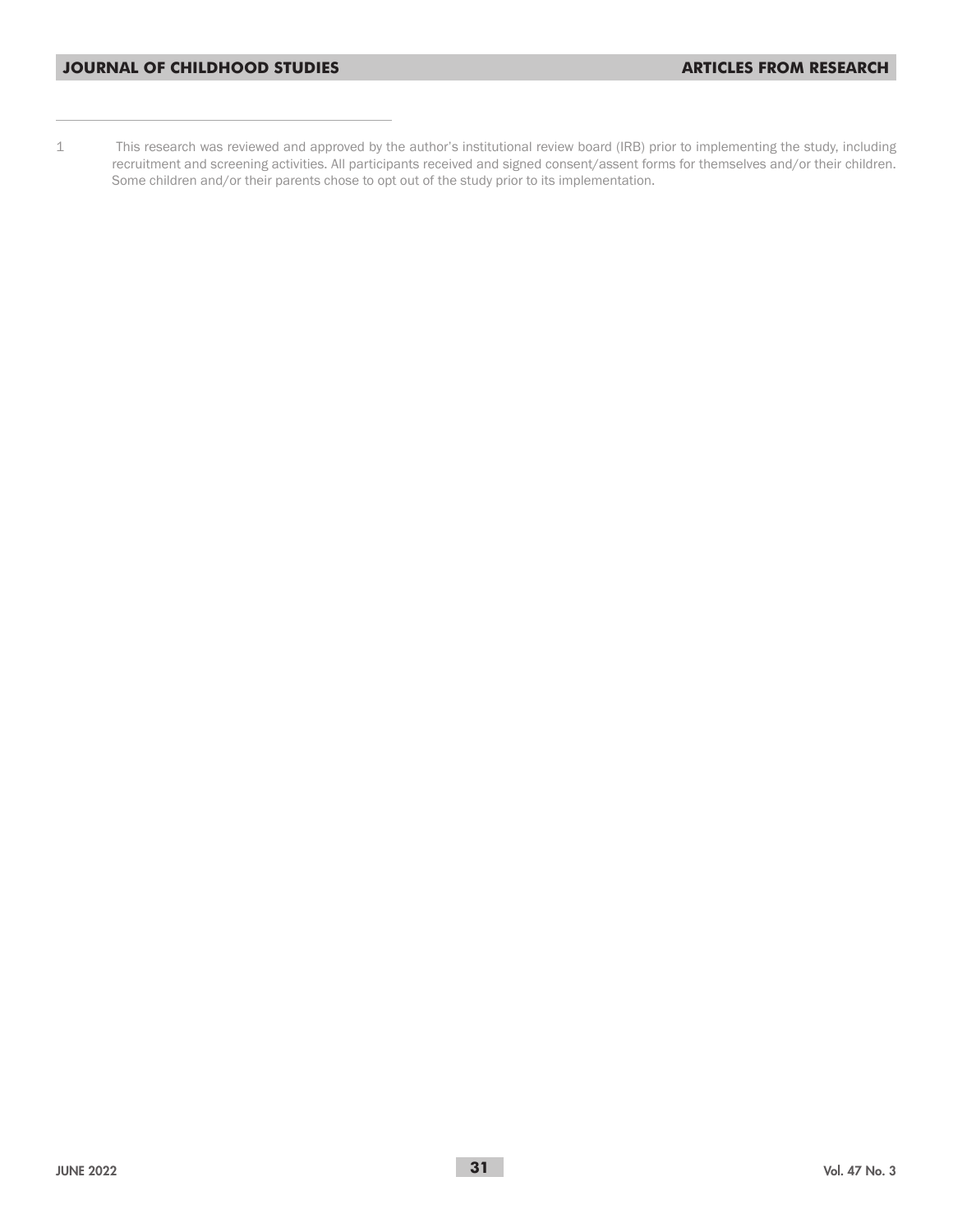1 This research was reviewed and approved by the author's institutional review board (IRB) prior to implementing the study, including recruitment and screening activities. All participants received and signed consent/assent forms for themselves and/or their children. Some children and/or their parents chose to opt out of the study prior to its implementation.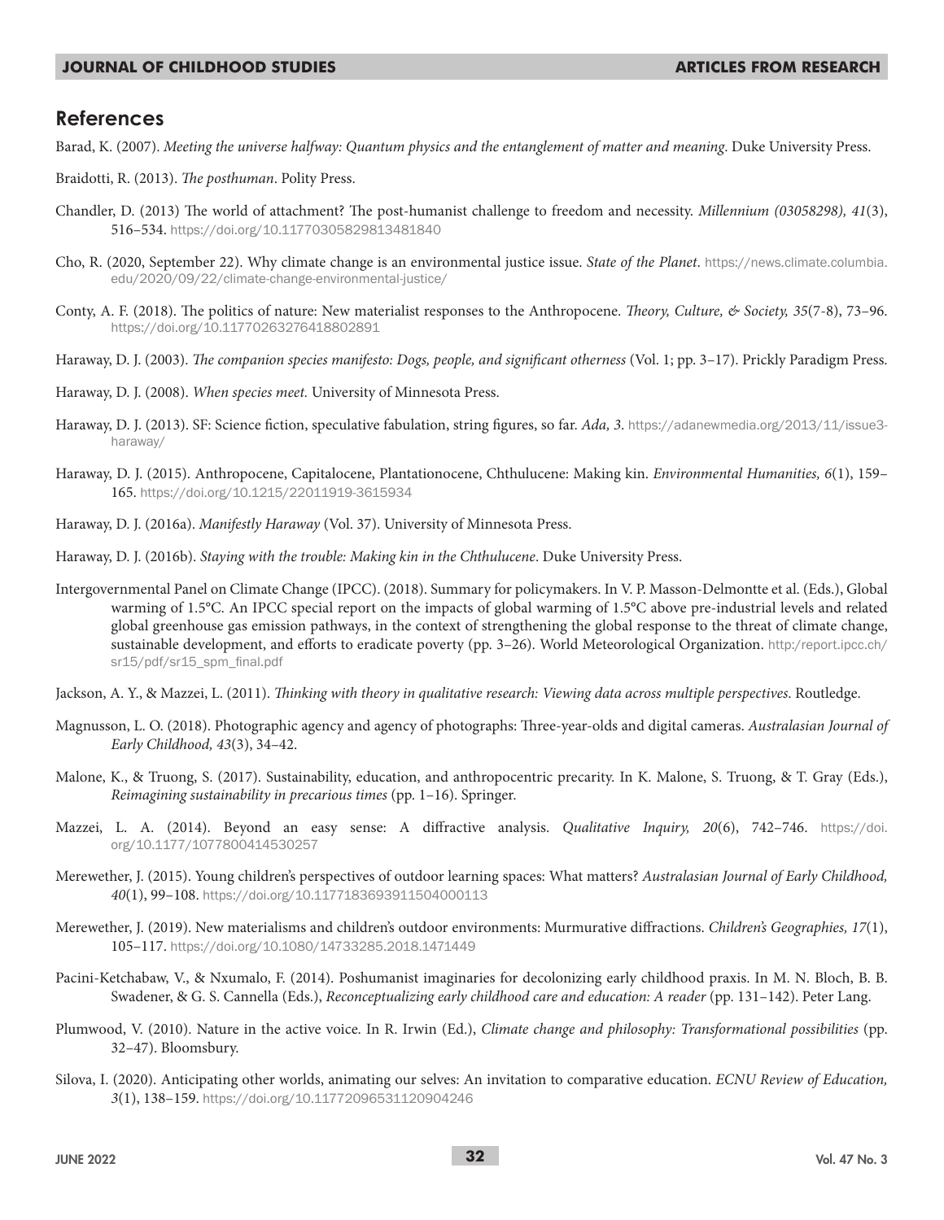## References

Barad, K. (2007). *Meeting the universe halfway: Quantum physics and the entanglement of matter and meaning*. Duke University Press.

Braidotti, R. (2013). *The posthuman*. Polity Press.

Chandler, D. (2013) The world of attachment? The post-humanist challenge to freedom and necessity. *Millennium (03058298), 41*(3), 516–534. https://doi.org/10.1177030582981348l840

Cho, R. (2020, September 22). Why climate change is an environmental justice issue. *State of the Planet*. https://news.climate.columbia.edu/2020/09/22/climate-change-environmental-justice/

Conty, A. F. (2018). The politics of nature: New materialist responses to the Anthropocene. *Theory, Culture, & Society, 35*(7-8), 73–96. https://doi.org/10.1177026327641880289l

Haraway, D. J. (2003). *The companion species manifesto: Dogs, people, and significant otherness* (Vol. 1; pp. 3–17). Prickly Paradigm Press.

Haraway, D. J. (2008). *When species meet.* University of Minnesota Press.

Haraway, D. J. (2013). SF: Science fiction, speculative fabulation, string figures, so far. *Ada, 3*. https://adanewmedia.org/2013/11/issue3-haraway/

Haraway, D. J. (2015). Anthropocene, Capitalocene, Plantationocene, Chthulucene: Making kin. *Environmental Humanities, 6*(1), 159–165. https://doi.org/10.1215/22011919-3615934

Haraway, D. J. (2016a). *Manifestly Haraway* (Vol. 37). University of Minnesota Press.

Haraway, D. J. (2016b). *Staying with the trouble: Making kin in the Chthulucene*. Duke University Press.

Intergovernmental Panel on Climate Change (IPCC). (2018). Summary for policymakers. In V. P. Masson-Delmontte et al. (Eds.), Global warming of 1.5°C. An IPCC special report on the impacts of global warming of 1.5°C above pre-industrial levels and related global greenhouse gas emission pathways, in the context of strengthening the global response to the threat of climate change, sustainable development, and efforts to eradicate poverty (pp. 3–26). World Meteorological Organization. http:/report.ipcc.ch/sr15/pdf/sr15_spm_final.pdf

Jackson, A. Y., & Mazzei, L. (2011). *Thinking with theory in qualitative research: Viewing data across multiple perspectives*. Routledge.

Magnusson, L. O. (2018). Photographic agency and agency of photographs: Three-year-olds and digital cameras. *Australasian Journal of Early Childhood, 43*(3), 34–42.

Malone, K., & Truong, S. (2017). Sustainability, education, and anthropocentric precarity. In K. Malone, S. Truong, & T. Gray (Eds.), *Reimagining sustainability in precarious times* (pp. 1–16). Springer.

Mazzei, L. A. (2014). Beyond an easy sense: A diffractive analysis. *Qualitative Inquiry, 20*(6), 742–746. https://doi.org/10.1177/1077800414530257

Merewether, J. (2015). Young children's perspectives of outdoor learning spaces: What matters? *Australasian Journal of Early Childhood, 40*(1), 99–108. https://doi.org/10.1177183693911504000113

Merewether, J. (2019). New materialisms and children's outdoor environments: Murmurative diffractions. *Children's Geographies, 17*(1), 105–117. https://doi.org/10.1080/14733285.2018.1471449

Pacini-Ketchabaw, V., & Nxumalo, F. (2014). Poshumanist imaginaries for decolonizing early childhood praxis. In M. N. Bloch, B. B. Swadener, & G. S. Cannella (Eds.), *Reconceptualizing early childhood care and education: A reader* (pp. 131–142). Peter Lang.

Plumwood, V. (2010). Nature in the active voice. In R. Irwin (Ed.), *Climate change and philosophy: Transformational possibilities* (pp. 32–47). Bloomsbury.

Silova, I. (2020). Anticipating other worlds, animating our selves: An invitation to comparative education. *ECNU Review of Education, 3*(1), 138–159. https://doi.org/10.1177209653112090424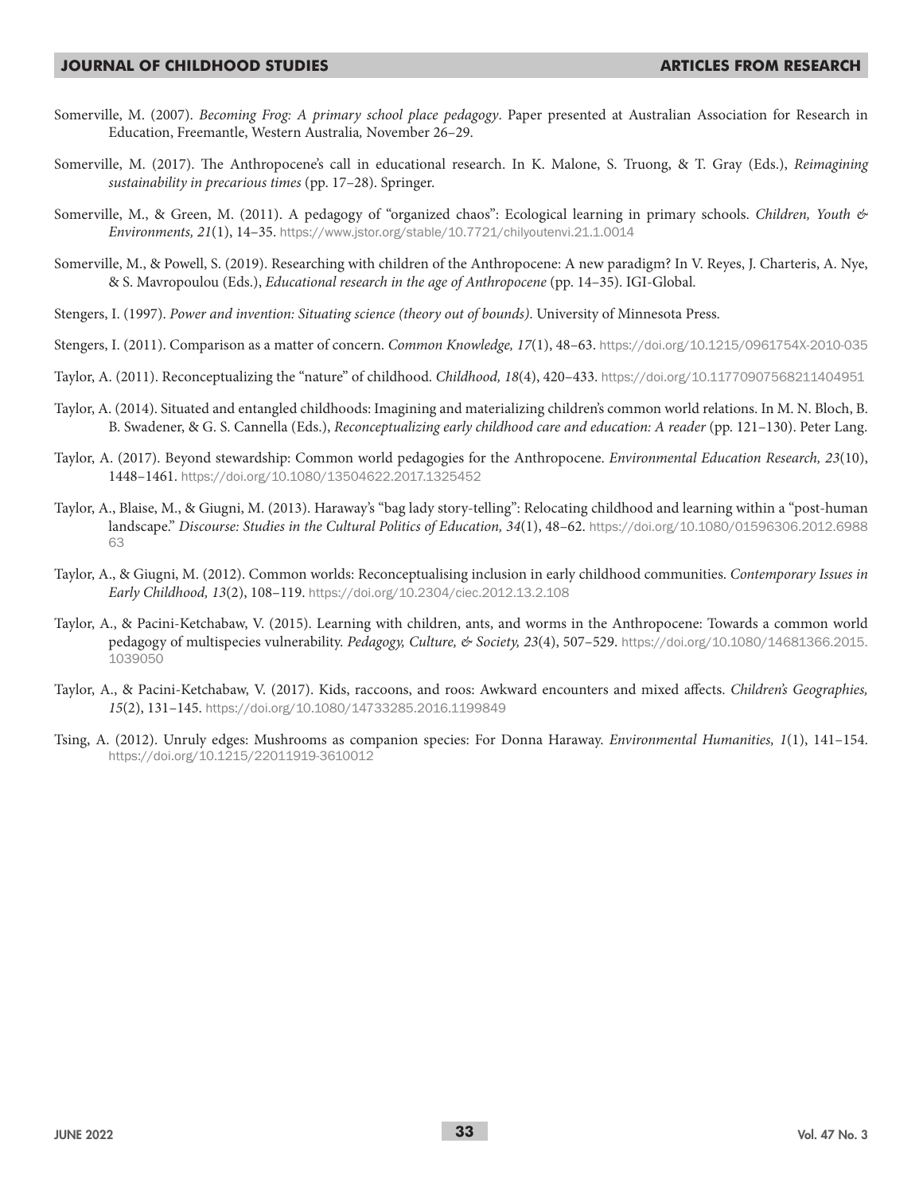Somerville, M. (2007). *Becoming Frog: A primary school place pedagogy*. Paper presented at Australian Association for Research in Education, Freemantle, Western Australia, November 26–29.

Somerville, M. (2017). The Anthropocene's call in educational research. In K. Malone, S. Truong, & T. Gray (Eds.), *Reimagining sustainability in precarious times* (pp. 17–28). Springer.

Somerville, M., & Green, M. (2011). A pedagogy of "organized chaos": Ecological learning in primary schools. *Children, Youth & Environments, 21*(1), 14–35. https://www.jstor.org/stable/10.7721/chilyoutenvi.21.1.0014

Somerville, M., & Powell, S. (2019). Researching with children of the Anthropocene: A new paradigm? In V. Reyes, J. Charteris, A. Nye, & S. Mavropoulou (Eds.), *Educational research in the age of Anthropocene* (pp. 14–35). IGI-Global.

Stengers, I. (1997). *Power and invention: Situating science (theory out of bounds)*. University of Minnesota Press.

Stengers, I. (2011). Comparison as a matter of concern. *Common Knowledge, 17*(1), 48–63. https://doi.org/10.1215/0961754X-2010-035

Taylor, A. (2011). Reconceptualizing the "nature" of childhood. *Childhood, 18*(4), 420–433. https://doi.org/10.11770907568211404951

Taylor, A. (2014). Situated and entangled childhoods: Imagining and materializing children's common world relations. In M. N. Bloch, B. B. Swadener, & G. S. Cannella (Eds.), *Reconceptualizing early childhood care and education: A reader* (pp. 121–130). Peter Lang.

Taylor, A. (2017). Beyond stewardship: Common world pedagogies for the Anthropocene. *Environmental Education Research, 23*(10), 1448–1461. https://doi.org/10.1080/13504622.2017.1325452

Taylor, A., Blaise, M., & Giugni, M. (2013). Haraway's "bag lady story-telling": Relocating childhood and learning within a "post-human landscape." *Discourse: Studies in the Cultural Politics of Education, 34*(1), 48–62. https://doi.org/10.1080/01596306.2012.698863

Taylor, A., & Giugni, M. (2012). Common worlds: Reconceptualising inclusion in early childhood communities. *Contemporary Issues in Early Childhood, 13*(2), 108–119. https://doi.org/10.2304/ciec.2012.13.2.108

Taylor, A., & Pacini-Ketchabaw, V. (2015). Learning with children, ants, and worms in the Anthropocene: Towards a common world pedagogy of multispecies vulnerability. *Pedagogy, Culture, & Society, 23*(4), 507–529. https://doi.org/10.1080/14681366.2015.1039050

Taylor, A., & Pacini-Ketchabaw, V. (2017). Kids, raccoons, and roos: Awkward encounters and mixed affects. *Children's Geographies, 15*(2), 131–145. https://doi.org/10.1080/14733285.2016.1199849

Tsing, A. (2012). Unruly edges: Mushrooms as companion species: For Donna Haraway. *Environmental Humanities, 1*(1), 141–154. https://doi.org/10.1215/22011919-3610012